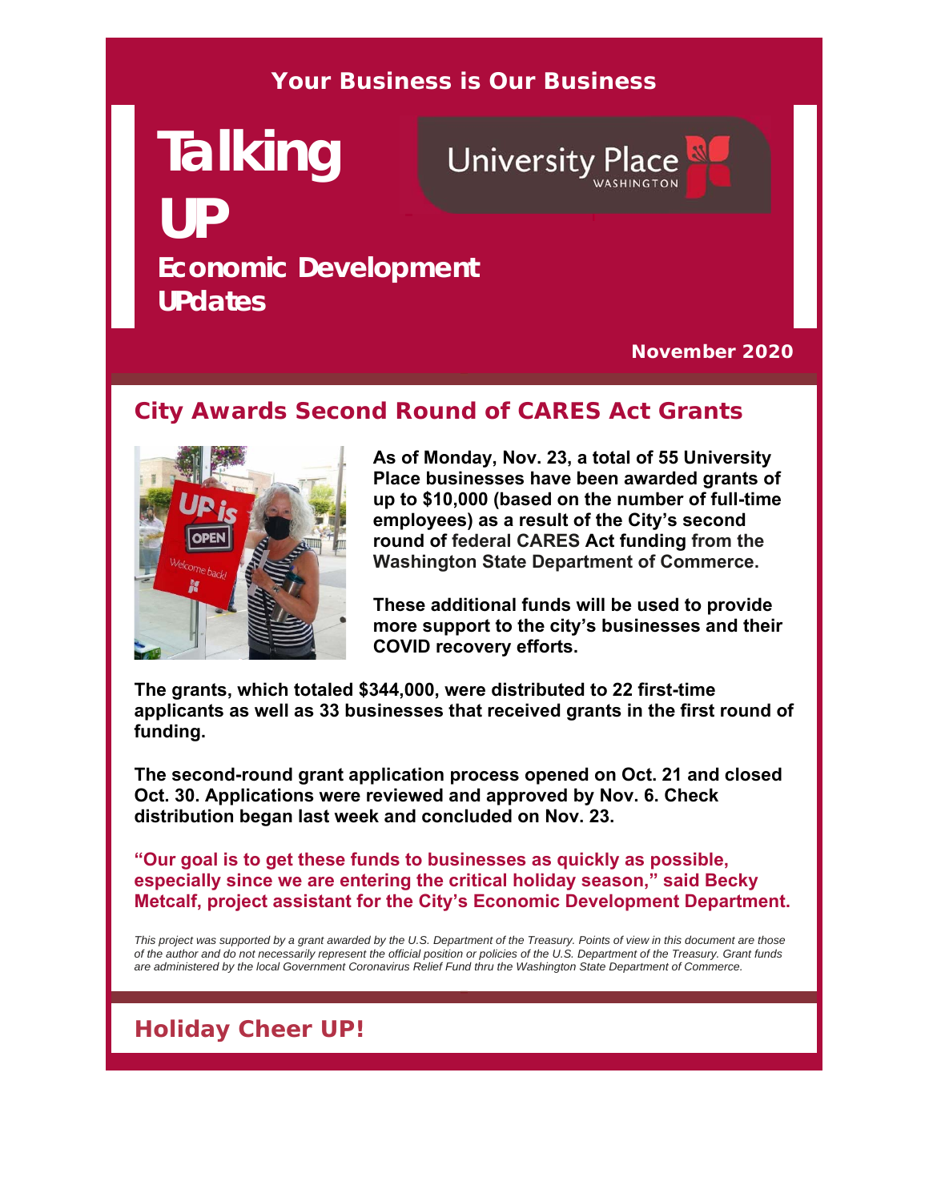**Your Business is Our Business**

# Talking UP

## Economic Development UPdates

University Place WASHINGTON

**November 2020**

## City Awards Second Round of CARES Act Grants

**As of Monday, Nov. 23, a total of 55 University Place businesses have been awarded grants of up to $10,000 (based on the number of full-time employees) as a result of the City's second round of federal CARES Act funding from the Washington State Department of Commerce.**

**These additional funds will be used to provide more support to the city's businesses and their COVID recovery efforts.**

**The grants, which totaled $344,000, were distributed to 22 first-time applicants as well as 33 businesses that received grants in the first round of funding.**

**The second-round grant application process opened on Oct. 21 and closed Oct. 30. Applications were reviewed and approved by Nov. 6. Check distribution began last week and concluded on Nov. 23.**

**"Our goal is to get these funds to businesses as quickly as possible, especially since we are entering the critical holiday season," said Becky Metcalf, project assistant for the City's Economic Development Department.**

*This project was supported by a grant awarded by the U.S. Department of the Treasury. Points of view in this document are those of the author and do not necessarily represent the official position or policies of the U.S. Department of the Treasury. Grant funds are administered by the local Government Coronavirus Relief Fund thru the Washington State Department of Commerce.*

## Holiday Cheer UP!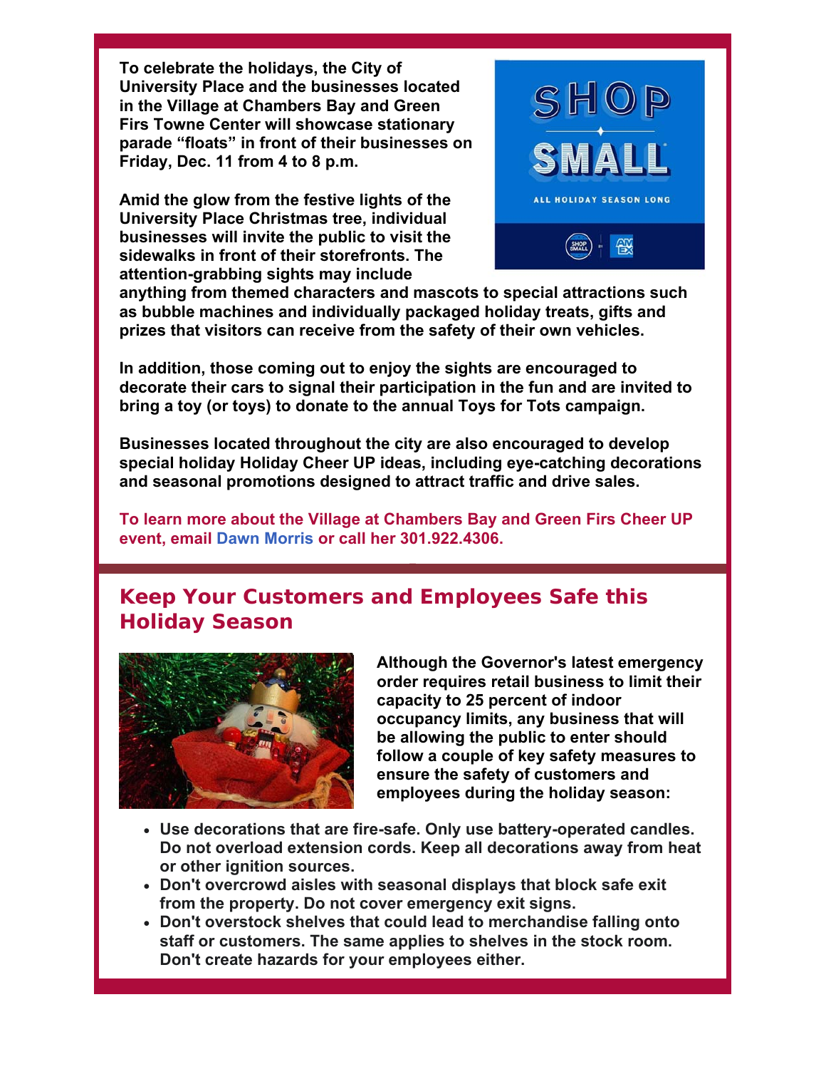**To celebrate the holidays, the City of University Place and the businesses located in the Village at Chambers Bay and Green Firs Towne Center will showcase stationary parade "floats" in front of their businesses on Friday, Dec. 11 from 4 to 8 p.m.**

**Amid the glow from the festive lights of the University Place Christmas tree, individual businesses will invite the public to visit the sidewalks in front of their storefronts. The attention-grabbing sights may include anything from themed characters and mascots to special attractions such as bubble machines and individually packaged holiday treats, gifts and prizes that visitors can receive from the safety of their own vehicles.**

**In addition, those coming out to enjoy the sights are encouraged to decorate their cars to signal their participation in the fun and are invited to bring a toy (or toys) to donate to the annual Toys for Tots campaign.**

**Businesses located throughout the city are also encouraged to develop special holiday Holiday Cheer UP ideas, including eye-catching decorations and seasonal promotions designed to attract traffic and drive sales.**

**To learn more about the Village at Chambers Bay and Green Firs Cheer UP event, email Dawn Morris or call her 301.922.4306.**

## Keep Your Customers and Employees Safe this Holiday Season

**Although the Governor's latest emergency order requires retail business to limit their capacity to 25 percent of indoor occupancy limits, any business that will be allowing the public to enter should follow a couple of key safety measures to ensure the safety of customers and employees during the holiday season:**

- **Use decorations that are fire-safe. Only use battery-operated candles. Do not overload extension cords. Keep all decorations away from heat or other ignition sources.**
- **Don't overcrowd aisles with seasonal displays that block safe exit from the property. Do not cover emergency exit signs.**
- **Don't overstock shelves that could lead to merchandise falling onto staff or customers. The same applies to shelves in the stock room. Don't create hazards for your employees either.**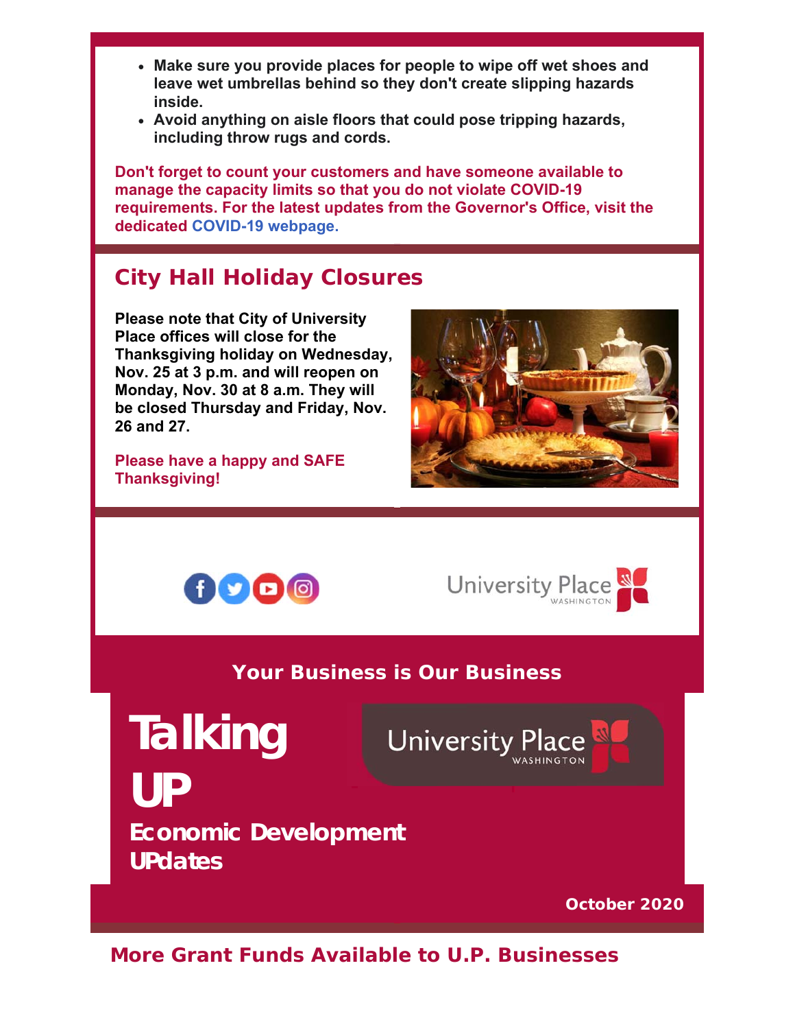- **Make sure you provide places for people to wipe off wet shoes and leave wet umbrellas behind so they don't create slipping hazards inside.**
- **Avoid anything on aisle floors that could pose tripping hazards, including throw rugs and cords.**

**Don't forget to count your customers and have someone available to manage the capacity limits so that you do not violate COVID-19 requirements. For the latest updates from the Governor's Office, visit the dedicated COVID-19 webpage.**

## City Hall Holiday Closures

**Please note that City of University Place offices will close for the Thanksgiving holiday on Wednesday, Nov. 25 at 3 p.m. and will reopen on Monday, Nov. 30 at 8 a.m. They will be closed Thursday and Friday, Nov. 26 and 27.**

**Please have a happy and SAFE Thanksgiving!**

University Place WASHINGTON

**Your Business is Our Business**

# Talking UP

**Economic Development UPdates**

University Place WASHINGTON

**October 2020**

## More Grant Funds Available to U.P. Businesses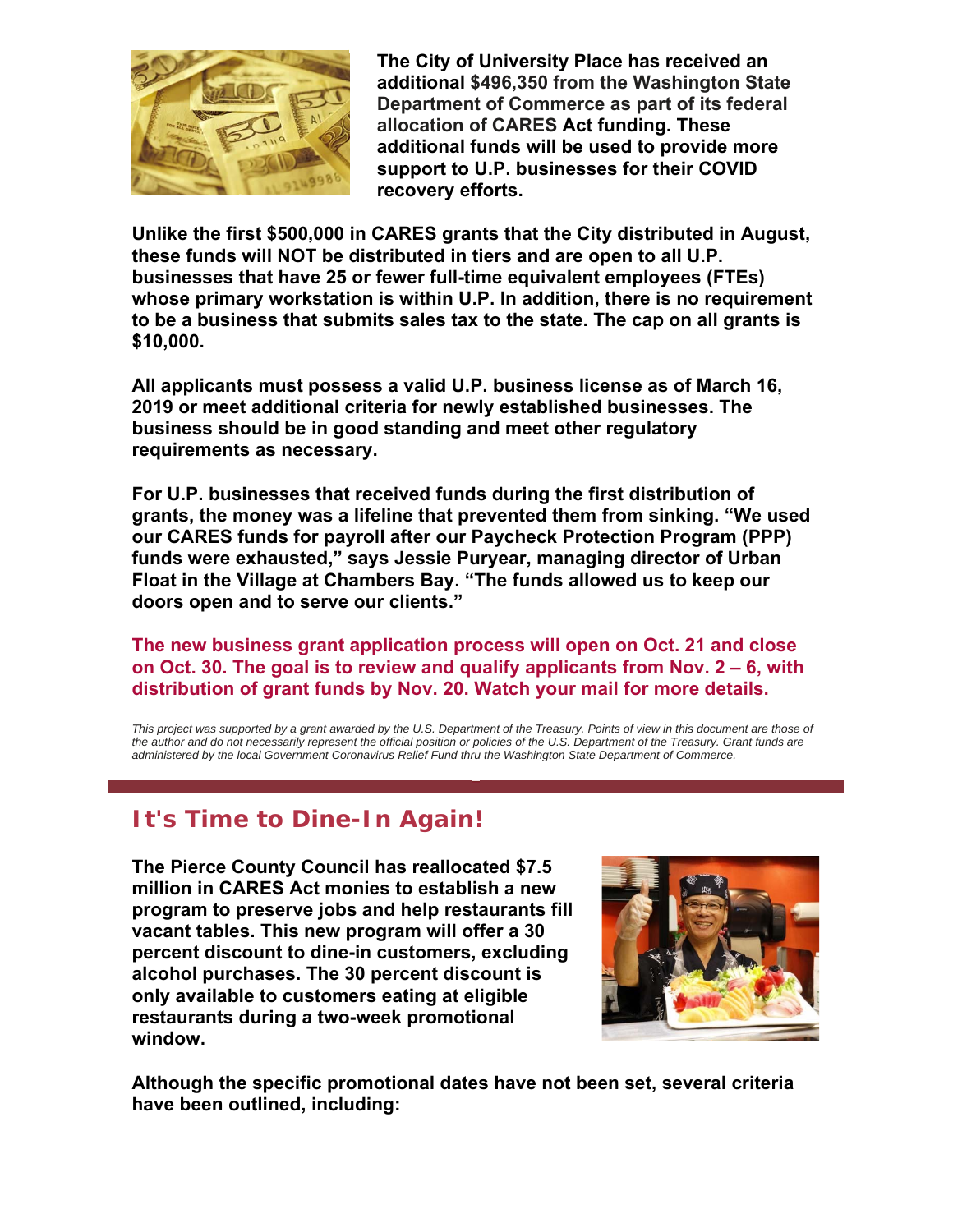**The City of University Place has received an additional $496,350 from the Washington State Department of Commerce as part of its federal allocation of CARES Act funding. These additional funds will be used to provide more support to U.P. businesses for their COVID recovery efforts.**

**Unlike the first $500,000 in CARES grants that the City distributed in August, these funds will NOT be distributed in tiers and are open to all U.P. businesses that have 25 or fewer full-time equivalent employees (FTEs) whose primary workstation is within U.P. In addition, there is no requirement to be a business that submits sales tax to the state. The cap on all grants is $10,000.**

**All applicants must possess a valid U.P. business license as of March 16, 2019 or meet additional criteria for newly established businesses. The business should be in good standing and meet other regulatory requirements as necessary.**

**For U.P. businesses that received funds during the first distribution of grants, the money was a lifeline that prevented them from sinking. "We used our CARES funds for payroll after our Paycheck Protection Program (PPP) funds were exhausted," says Jessie Puryear, managing director of Urban Float in the Village at Chambers Bay. "The funds allowed us to keep our doors open and to serve our clients."**

**The new business grant application process will open on Oct. 21 and close on Oct. 30. The goal is to review and qualify applicants from Nov. 2 – 6, with distribution of grant funds by Nov. 20. Watch your mail for more details.**

*This project was supported by a grant awarded by the U.S. Department of the Treasury. Points of view in this document are those of the author and do not necessarily represent the official position or policies of the U.S. Department of the Treasury. Grant funds are administered by the local Government Coronavirus Relief Fund thru the Washington State Department of Commerce.*

## It's Time to Dine-In Again!

**The Pierce County Council has reallocated $7.5 million in CARES Act monies to establish a new program to preserve jobs and help restaurants fill vacant tables. This new program will offer a 30 percent discount to dine-in customers, excluding alcohol purchases. The 30 percent discount is only available to customers eating at eligible restaurants during a two-week promotional window.**

**Although the specific promotional dates have not been set, several criteria have been outlined, including:**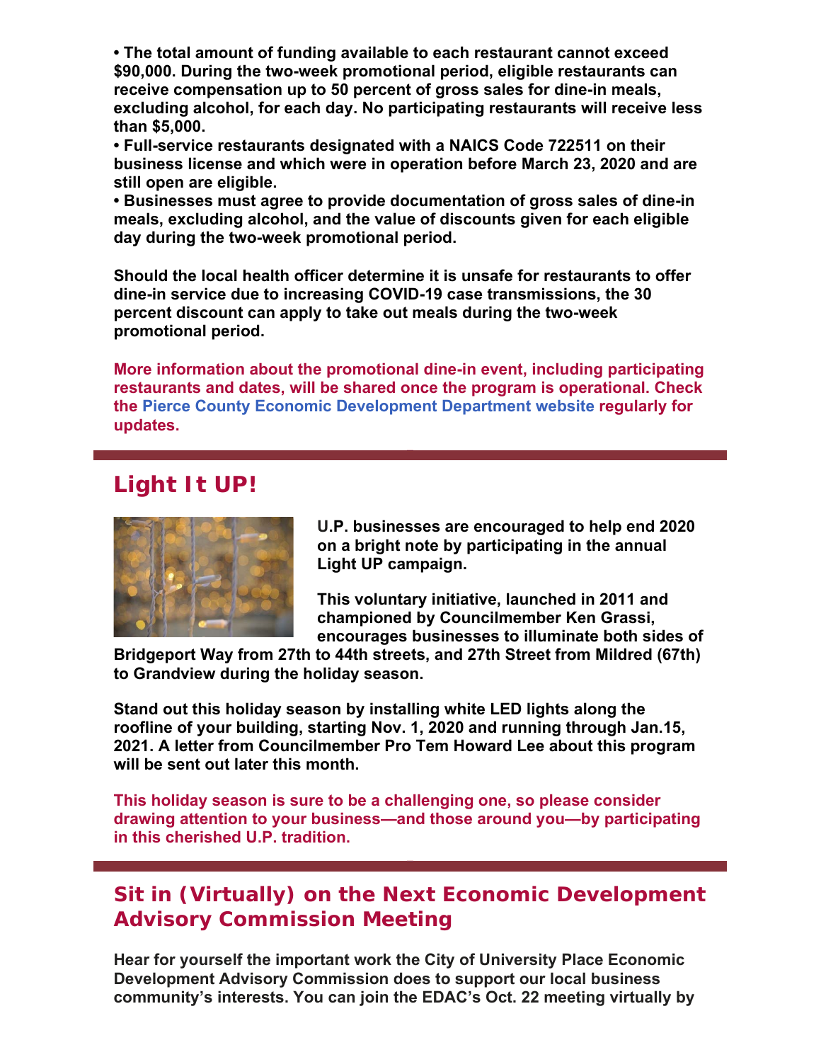**• The total amount of funding available to each restaurant cannot exceed $90,000. During the two-week promotional period, eligible restaurants can receive compensation up to 50 percent of gross sales for dine-in meals, excluding alcohol, for each day. No participating restaurants will receive less than $5,000.**
**• Full-service restaurants designated with a NAICS Code 722511 on their business license and which were in operation before March 23, 2020 and are still open are eligible.**
**• Businesses must agree to provide documentation of gross sales of dine-in meals, excluding alcohol, and the value of discounts given for each eligible day during the two-week promotional period.**

**Should the local health officer determine it is unsafe for restaurants to offer dine-in service due to increasing COVID-19 case transmissions, the 30 percent discount can apply to take out meals during the two-week promotional period.**

**More information about the promotional dine-in event, including participating restaurants and dates, will be shared once the program is operational. Check the Pierce County Economic Development Department website regularly for updates.**

## Light It UP!

**U.P. businesses are encouraged to help end 2020 on a bright note by participating in the annual Light UP campaign.**

**This voluntary initiative, launched in 2011 and championed by Councilmember Ken Grassi, encourages businesses to illuminate both sides of Bridgeport Way from 27th to 44th streets, and 27th Street from Mildred (67th) to Grandview during the holiday season.**

**Stand out this holiday season by installing white LED lights along the roofline of your building, starting Nov. 1, 2020 and running through Jan.15, 2021. A letter from Councilmember Pro Tem Howard Lee about this program will be sent out later this month.**

**This holiday season is sure to be a challenging one, so please consider drawing attention to your business—and those around you—by participating in this cherished U.P. tradition.**

## Sit in (Virtually) on the Next Economic Development Advisory Commission Meeting

**Hear for yourself the important work the City of University Place Economic Development Advisory Commission does to support our local business community's interests. You can join the EDAC's Oct. 22 meeting virtually by**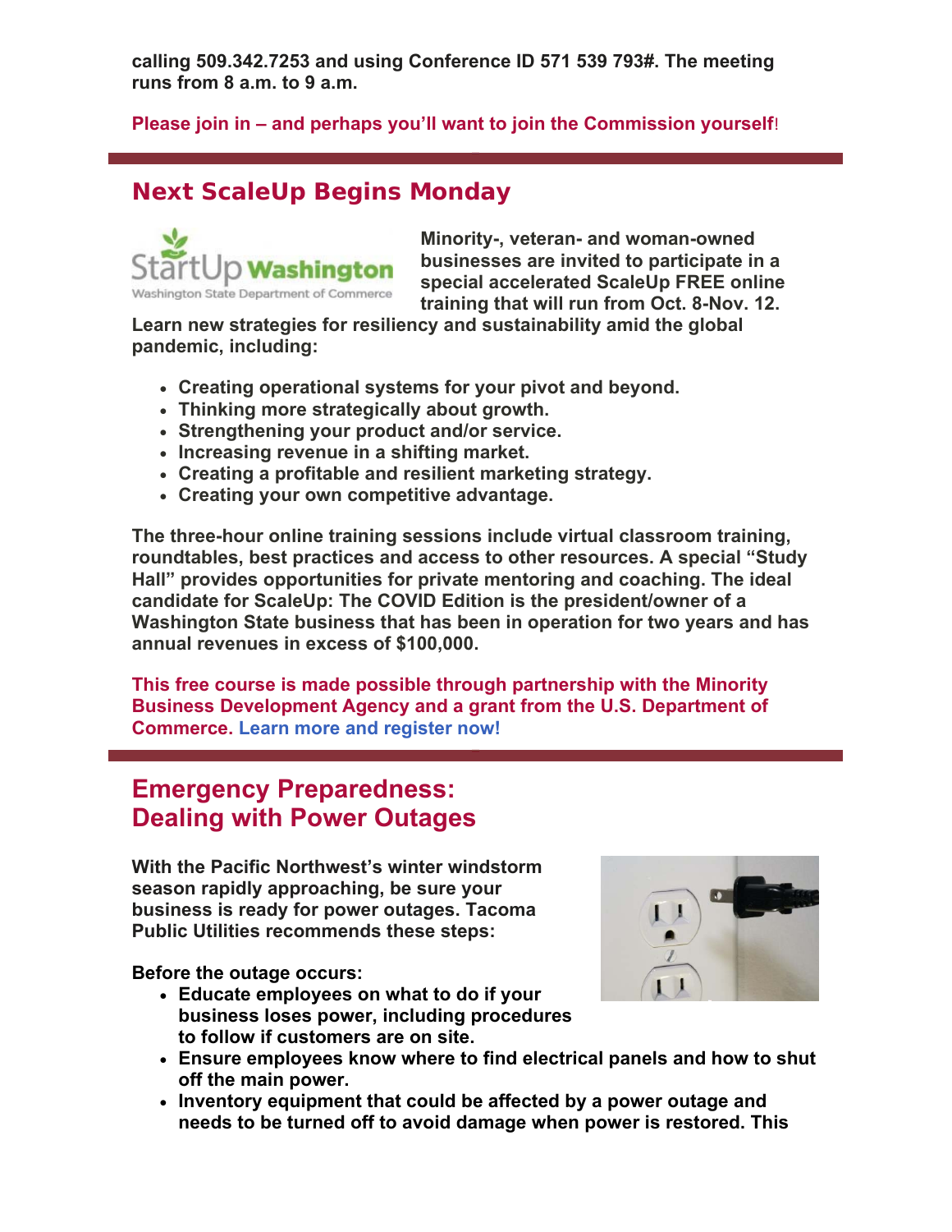**calling 509.342.7253 and using Conference ID 571 539 793#. The meeting runs from 8 a.m. to 9 a.m.**

**Please join in – and perhaps you'll want to join the Commission yourself!**

## Next ScaleUp Begins Monday

**Minority-, veteran- and woman-owned businesses are invited to participate in a special accelerated ScaleUp FREE online training that will run from Oct. 8-Nov. 12. Learn new strategies for resiliency and sustainability amid the global pandemic, including:**

- **Creating operational systems for your pivot and beyond.**
- **Thinking more strategically about growth.**
- **Strengthening your product and/or service.**
- **Increasing revenue in a shifting market.**
- **Creating a profitable and resilient marketing strategy.**
- **Creating your own competitive advantage.**

**The three-hour online training sessions include virtual classroom training, roundtables, best practices and access to other resources. A special "Study Hall" provides opportunities for private mentoring and coaching. The ideal candidate for ScaleUp: The COVID Edition is the president/owner of a Washington State business that has been in operation for two years and has annual revenues in excess of $100,000.**

**This free course is made possible through partnership with the Minority Business Development Agency and a grant from the U.S. Department of Commerce. Learn more and register now!**

## Emergency Preparedness: Dealing with Power Outages

**With the Pacific Northwest's winter windstorm season rapidly approaching, be sure your business is ready for power outages. Tacoma Public Utilities recommends these steps:**

**Before the outage occurs:**

- **Educate employees on what to do if your business loses power, including procedures to follow if customers are on site.**
- **Ensure employees know where to find electrical panels and how to shut off the main power.**
- **Inventory equipment that could be affected by a power outage and needs to be turned off to avoid damage when power is restored. This**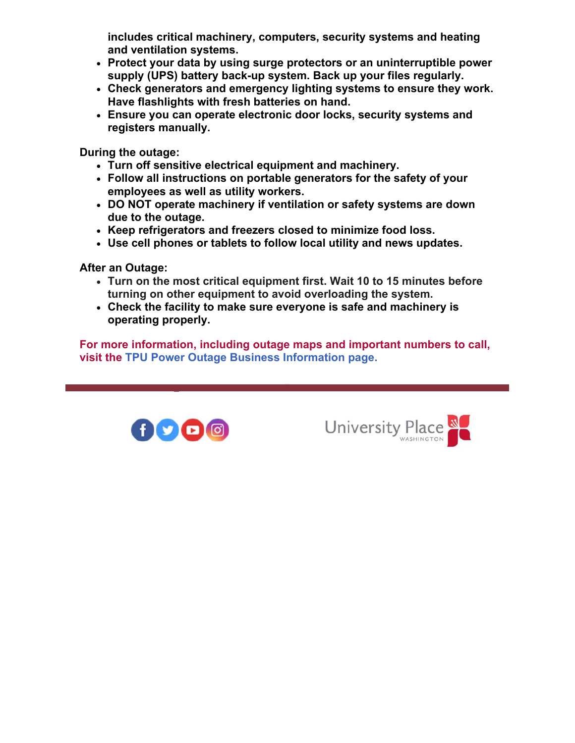includes critical machinery, computers, security systems and heating and ventilation systems.

- **Protect your data by using surge protectors or an uninterruptible power supply (UPS) battery back-up system. Back up your files regularly.**
- **Check generators and emergency lighting systems to ensure they work. Have flashlights with fresh batteries on hand.**
- **Ensure you can operate electronic door locks, security systems and registers manually.**

**During the outage:**

- **Turn off sensitive electrical equipment and machinery.**
- **Follow all instructions on portable generators for the safety of your employees as well as utility workers.**
- **DO NOT operate machinery if ventilation or safety systems are down due to the outage.**
- **Keep refrigerators and freezers closed to minimize food loss.**
- **Use cell phones or tablets to follow local utility and news updates.**

**After an Outage:**

- **Turn on the most critical equipment first. Wait 10 to 15 minutes before turning on other equipment to avoid overloading the system.**
- **Check the facility to make sure everyone is safe and machinery is operating properly.**

**For more information, including outage maps and important numbers to call, visit the TPU Power Outage Business Information page.**

University Place
WASHINGTON